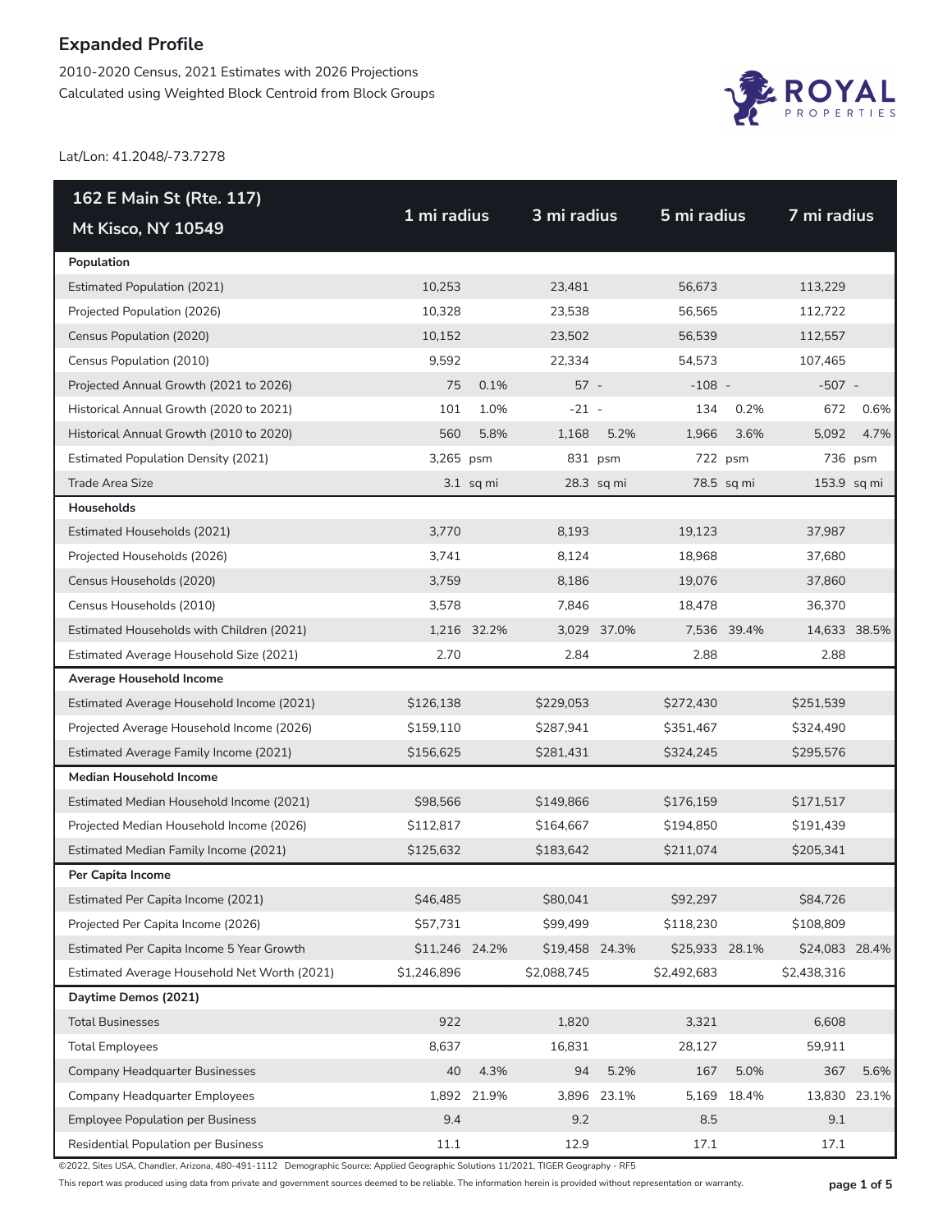# Expanded Profile

2010-2020 Census, 2021 Estimates with 2026 Projections
Calculated using Weighted Block Centroid from Block Groups

Lat/Lon: 41.2048/-73.7278

| 162 E Main St (Rte. 117) Mt Kisco, NY 10549 | 1 mi radius | | 3 mi radius | | 5 mi radius | | 7 mi radius | |
|---|---|---|---|---|---|---|---|---|
| **Population** | | | | | | | | |
| Estimated Population (2021) | 10,253 | | 23,481 | | 56,673 | | 113,229 | |
| Projected Population (2026) | 10,328 | | 23,538 | | 56,565 | | 112,722 | |
| Census Population (2020) | 10,152 | | 23,502 | | 56,539 | | 112,557 | |
| Census Population (2010) | 9,592 | | 22,334 | | 54,573 | | 107,465 | |
| Projected Annual Growth (2021 to 2026) | 75 | 0.1% | 57 | - | -108 | - | -507 | - |
| Historical Annual Growth (2020 to 2021) | 101 | 1.0% | -21 | - | 134 | 0.2% | 672 | 0.6% |
| Historical Annual Growth (2010 to 2020) | 560 | 5.8% | 1,168 | 5.2% | 1,966 | 3.6% | 5,092 | 4.7% |
| Estimated Population Density (2021) | 3,265 | psm | 831 | psm | 722 | psm | 736 | psm |
| Trade Area Size | 3.1 | sq mi | 28.3 | sq mi | 78.5 | sq mi | 153.9 | sq mi |
| **Households** | | | | | | | | |
| Estimated Households (2021) | 3,770 | | 8,193 | | 19,123 | | 37,987 | |
| Projected Households (2026) | 3,741 | | 8,124 | | 18,968 | | 37,680 | |
| Census Households (2020) | 3,759 | | 8,186 | | 19,076 | | 37,860 | |
| Census Households (2010) | 3,578 | | 7,846 | | 18,478 | | 36,370 | |
| Estimated Households with Children (2021) | 1,216 | 32.2% | 3,029 | 37.0% | 7,536 | 39.4% | 14,633 | 38.5% |
| Estimated Average Household Size (2021) | 2.70 | | 2.84 | | 2.88 | | 2.88 | |
| **Average Household Income** | | | | | | | | |
| Estimated Average Household Income (2021) | $126,138 | | $229,053 | | $272,430 | | $251,539 | |
| Projected Average Household Income (2026) | $159,110 | | $287,941 | | $351,467 | | $324,490 | |
| Estimated Average Family Income (2021) | $156,625 | | $281,431 | | $324,245 | | $295,576 | |
| **Median Household Income** | | | | | | | | |
| Estimated Median Household Income (2021) | $98,566 | | $149,866 | | $176,159 | | $171,517 | |
| Projected Median Household Income (2026) | $112,817 | | $164,667 | | $194,850 | | $191,439 | |
| Estimated Median Family Income (2021) | $125,632 | | $183,642 | | $211,074 | | $205,341 | |
| **Per Capita Income** | | | | | | | | |
| Estimated Per Capita Income (2021) | $46,485 | | $80,041 | | $92,297 | | $84,726 | |
| Projected Per Capita Income (2026) | $57,731 | | $99,499 | | $118,230 | | $108,809 | |
| Estimated Per Capita Income 5 Year Growth | $11,246 | 24.2% | $19,458 | 24.3% | $25,933 | 28.1% | $24,083 | 28.4% |
| Estimated Average Household Net Worth (2021) | $1,246,896 | | $2,088,745 | | $2,492,683 | | $2,438,316 | |
| **Daytime Demos (2021)** | | | | | | | | |
| Total Businesses | 922 | | 1,820 | | 3,321 | | 6,608 | |
| Total Employees | 8,637 | | 16,831 | | 28,127 | | 59,911 | |
| Company Headquarter Businesses | 40 | 4.3% | 94 | 5.2% | 167 | 5.0% | 367 | 5.6% |
| Company Headquarter Employees | 1,892 | 21.9% | 3,896 | 23.1% | 5,169 | 18.4% | 13,830 | 23.1% |
| Employee Population per Business | 9.4 | | 9.2 | | 8.5 | | 9.1 | |
| Residential Population per Business | 11.1 | | 12.9 | | 17.1 | | 17.1 | |

©2022, Sites USA, Chandler, Arizona, 480-491-1112 Demographic Source: Applied Geographic Solutions 11/2021, TIGER Geography - RF5

This report was produced using data from private and government sources deemed to be reliable. The information herein is provided without representation or warranty.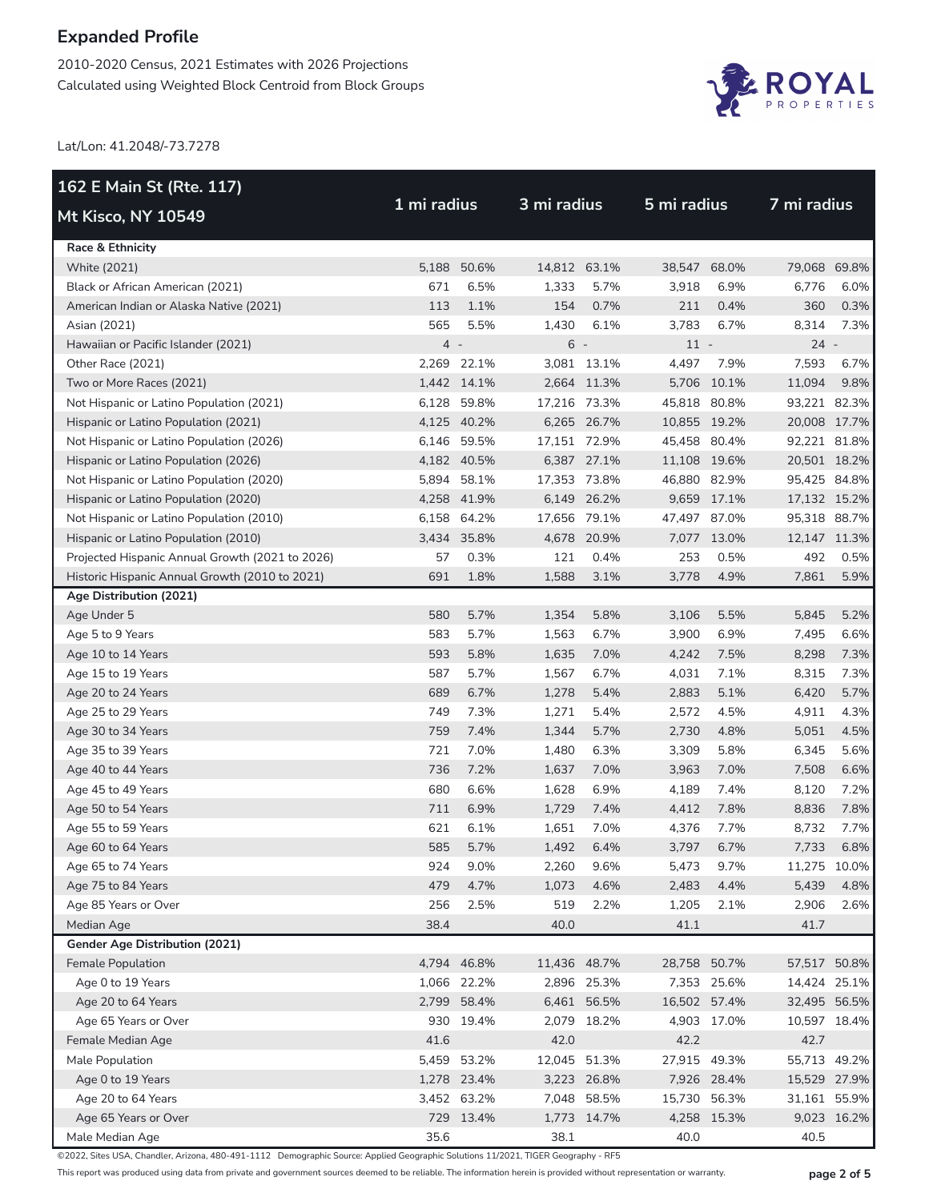# Expanded Profile

2010-2020 Census, 2021 Estimates with 2026 Projections
Calculated using Weighted Block Centroid from Block Groups

Lat/Lon: 41.2048/-73.7278

| 162 E Main St (Rte. 117) Mt Kisco, NY 10549 | 1 mi radius | | 3 mi radius | | 5 mi radius | | 7 mi radius | |
|---|---|---|---|---|---|---|---|---|
| **Race & Ethnicity** | | | | | | | | |
| White (2021) | 5,188 | 50.6% | 14,812 | 63.1% | 38,547 | 68.0% | 79,068 | 69.8% |
| Black or African American (2021) | 671 | 6.5% | 1,333 | 5.7% | 3,918 | 6.9% | 6,776 | 6.0% |
| American Indian or Alaska Native (2021) | 113 | 1.1% | 154 | 0.7% | 211 | 0.4% | 360 | 0.3% |
| Asian (2021) | 565 | 5.5% | 1,430 | 6.1% | 3,783 | 6.7% | 8,314 | 7.3% |
| Hawaiian or Pacific Islander (2021) | 4 | - | 6 | - | 11 | - | 24 | - |
| Other Race (2021) | 2,269 | 22.1% | 3,081 | 13.1% | 4,497 | 7.9% | 7,593 | 6.7% |
| Two or More Races (2021) | 1,442 | 14.1% | 2,664 | 11.3% | 5,706 | 10.1% | 11,094 | 9.8% |
| Not Hispanic or Latino Population (2021) | 6,128 | 59.8% | 17,216 | 73.3% | 45,818 | 80.8% | 93,221 | 82.3% |
| Hispanic or Latino Population (2021) | 4,125 | 40.2% | 6,265 | 26.7% | 10,855 | 19.2% | 20,008 | 17.7% |
| Not Hispanic or Latino Population (2026) | 6,146 | 59.5% | 17,151 | 72.9% | 45,458 | 80.4% | 92,221 | 81.8% |
| Hispanic or Latino Population (2026) | 4,182 | 40.5% | 6,387 | 27.1% | 11,108 | 19.6% | 20,501 | 18.2% |
| Not Hispanic or Latino Population (2020) | 5,894 | 58.1% | 17,353 | 73.8% | 46,880 | 82.9% | 95,425 | 84.8% |
| Hispanic or Latino Population (2020) | 4,258 | 41.9% | 6,149 | 26.2% | 9,659 | 17.1% | 17,132 | 15.2% |
| Not Hispanic or Latino Population (2010) | 6,158 | 64.2% | 17,656 | 79.1% | 47,497 | 87.0% | 95,318 | 88.7% |
| Hispanic or Latino Population (2010) | 3,434 | 35.8% | 4,678 | 20.9% | 7,077 | 13.0% | 12,147 | 11.3% |
| Projected Hispanic Annual Growth (2021 to 2026) | 57 | 0.3% | 121 | 0.4% | 253 | 0.5% | 492 | 0.5% |
| Historic Hispanic Annual Growth (2010 to 2021) | 691 | 1.8% | 1,588 | 3.1% | 3,778 | 4.9% | 7,861 | 5.9% |
| **Age Distribution (2021)** | | | | | | | | |
| Age Under 5 | 580 | 5.7% | 1,354 | 5.8% | 3,106 | 5.5% | 5,845 | 5.2% |
| Age 5 to 9 Years | 583 | 5.7% | 1,563 | 6.7% | 3,900 | 6.9% | 7,495 | 6.6% |
| Age 10 to 14 Years | 593 | 5.8% | 1,635 | 7.0% | 4,242 | 7.5% | 8,298 | 7.3% |
| Age 15 to 19 Years | 587 | 5.7% | 1,567 | 6.7% | 4,031 | 7.1% | 8,315 | 7.3% |
| Age 20 to 24 Years | 689 | 6.7% | 1,278 | 5.4% | 2,883 | 5.1% | 6,420 | 5.7% |
| Age 25 to 29 Years | 749 | 7.3% | 1,271 | 5.4% | 2,572 | 4.5% | 4,911 | 4.3% |
| Age 30 to 34 Years | 759 | 7.4% | 1,344 | 5.7% | 2,730 | 4.8% | 5,051 | 4.5% |
| Age 35 to 39 Years | 721 | 7.0% | 1,480 | 6.3% | 3,309 | 5.8% | 6,345 | 5.6% |
| Age 40 to 44 Years | 736 | 7.2% | 1,637 | 7.0% | 3,963 | 7.0% | 7,508 | 6.6% |
| Age 45 to 49 Years | 680 | 6.6% | 1,628 | 6.9% | 4,189 | 7.4% | 8,120 | 7.2% |
| Age 50 to 54 Years | 711 | 6.9% | 1,729 | 7.4% | 4,412 | 7.8% | 8,836 | 7.8% |
| Age 55 to 59 Years | 621 | 6.1% | 1,651 | 7.0% | 4,376 | 7.7% | 8,732 | 7.7% |
| Age 60 to 64 Years | 585 | 5.7% | 1,492 | 6.4% | 3,797 | 6.7% | 7,733 | 6.8% |
| Age 65 to 74 Years | 924 | 9.0% | 2,260 | 9.6% | 5,473 | 9.7% | 11,275 | 10.0% |
| Age 75 to 84 Years | 479 | 4.7% | 1,073 | 4.6% | 2,483 | 4.4% | 5,439 | 4.8% |
| Age 85 Years or Over | 256 | 2.5% | 519 | 2.2% | 1,205 | 2.1% | 2,906 | 2.6% |
| Median Age | 38.4 | | 40.0 | | 41.1 | | 41.7 | |
| **Gender Age Distribution (2021)** | | | | | | | | |
| Female Population | 4,794 | 46.8% | 11,436 | 48.7% | 28,758 | 50.7% | 57,517 | 50.8% |
| Age 0 to 19 Years | 1,066 | 22.2% | 2,896 | 25.3% | 7,353 | 25.6% | 14,424 | 25.1% |
| Age 20 to 64 Years | 2,799 | 58.4% | 6,461 | 56.5% | 16,502 | 57.4% | 32,495 | 56.5% |
| Age 65 Years or Over | 930 | 19.4% | 2,079 | 18.2% | 4,903 | 17.0% | 10,597 | 18.4% |
| Female Median Age | 41.6 | | 42.0 | | 42.2 | | 42.7 | |
| Male Population | 5,459 | 53.2% | 12,045 | 51.3% | 27,915 | 49.3% | 55,713 | 49.2% |
| Age 0 to 19 Years | 1,278 | 23.4% | 3,223 | 26.8% | 7,926 | 28.4% | 15,529 | 27.9% |
| Age 20 to 64 Years | 3,452 | 63.2% | 7,048 | 58.5% | 15,730 | 56.3% | 31,161 | 55.9% |
| Age 65 Years or Over | 729 | 13.4% | 1,773 | 14.7% | 4,258 | 15.3% | 9,023 | 16.2% |
| Male Median Age | 35.6 | | 38.1 | | 40.0 | | 40.5 | |

©2022, Sites USA, Chandler, Arizona, 480-491-1112 Demographic Source: Applied Geographic Solutions 11/2021, TIGER Geography - RF5

This report was produced using data from private and government sources deemed to be reliable. The information herein is provided without representation or warranty.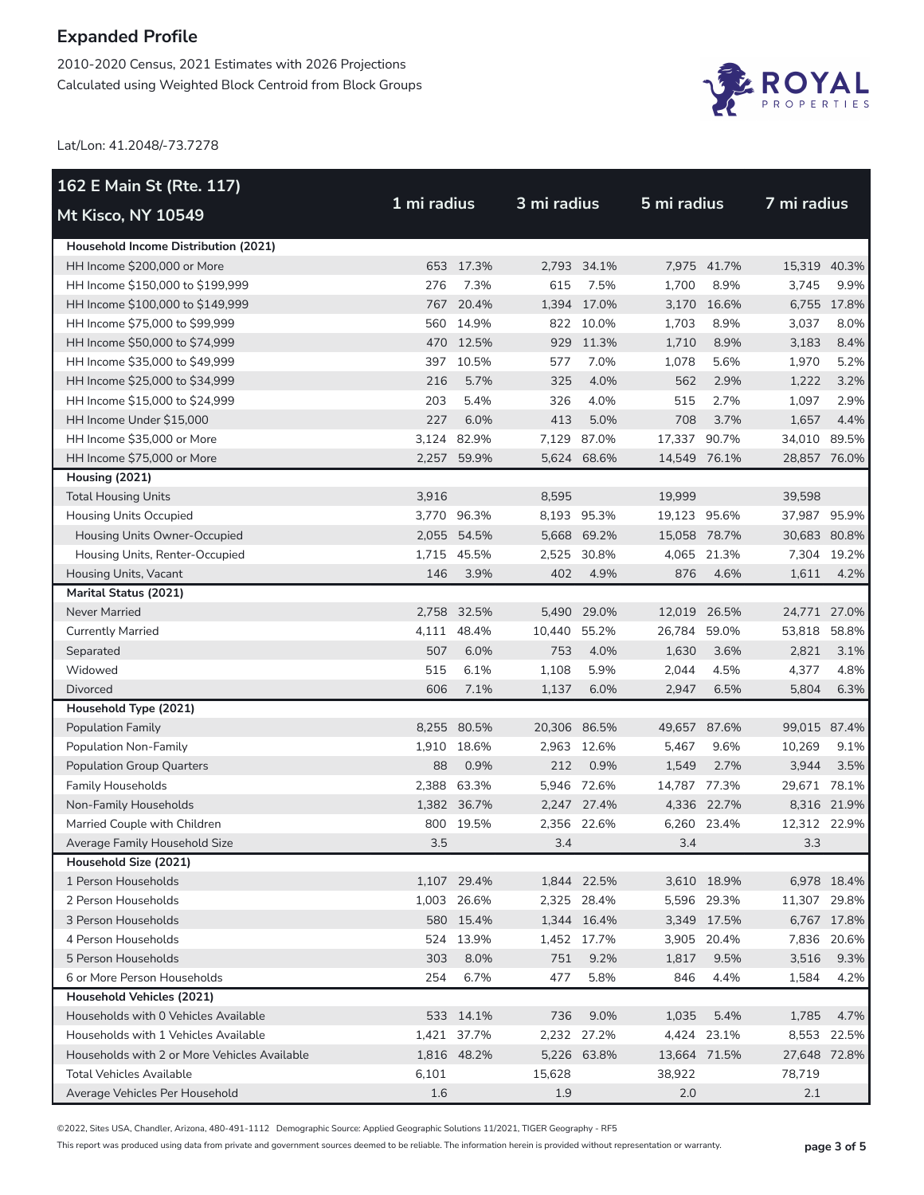# Expanded Profile

2010-2020 Census, 2021 Estimates with 2026 Projections
Calculated using Weighted Block Centroid from Block Groups

Lat/Lon: 41.2048/-73.7278

| 162 E Main St (Rte. 117) Mt Kisco, NY 10549 | 1 mi radius | | 3 mi radius | | 5 mi radius | | 7 mi radius | |
|---|---|---|---|---|---|---|---|---|
| **Household Income Distribution (2021)** | | | | | | | | |
| HH Income $200,000 or More | 653 | 17.3% | 2,793 | 34.1% | 7,975 | 41.7% | 15,319 | 40.3% |
| HH Income $150,000 to $199,999 | 276 | 7.3% | 615 | 7.5% | 1,700 | 8.9% | 3,745 | 9.9% |
| HH Income $100,000 to $149,999 | 767 | 20.4% | 1,394 | 17.0% | 3,170 | 16.6% | 6,755 | 17.8% |
| HH Income $75,000 to $99,999 | 560 | 14.9% | 822 | 10.0% | 1,703 | 8.9% | 3,037 | 8.0% |
| HH Income $50,000 to $74,999 | 470 | 12.5% | 929 | 11.3% | 1,710 | 8.9% | 3,183 | 8.4% |
| HH Income $35,000 to $49,999 | 397 | 10.5% | 577 | 7.0% | 1,078 | 5.6% | 1,970 | 5.2% |
| HH Income $25,000 to $34,999 | 216 | 5.7% | 325 | 4.0% | 562 | 2.9% | 1,222 | 3.2% |
| HH Income $15,000 to $24,999 | 203 | 5.4% | 326 | 4.0% | 515 | 2.7% | 1,097 | 2.9% |
| HH Income Under $15,000 | 227 | 6.0% | 413 | 5.0% | 708 | 3.7% | 1,657 | 4.4% |
| HH Income $35,000 or More | 3,124 | 82.9% | 7,129 | 87.0% | 17,337 | 90.7% | 34,010 | 89.5% |
| HH Income $75,000 or More | 2,257 | 59.9% | 5,624 | 68.6% | 14,549 | 76.1% | 28,857 | 76.0% |
| **Housing (2021)** | | | | | | | | |
| Total Housing Units | 3,916 | | 8,595 | | 19,999 | | 39,598 | |
| Housing Units Occupied | 3,770 | 96.3% | 8,193 | 95.3% | 19,123 | 95.6% | 37,987 | 95.9% |
| Housing Units Owner-Occupied | 2,055 | 54.5% | 5,668 | 69.2% | 15,058 | 78.7% | 30,683 | 80.8% |
| Housing Units, Renter-Occupied | 1,715 | 45.5% | 2,525 | 30.8% | 4,065 | 21.3% | 7,304 | 19.2% |
| Housing Units, Vacant | 146 | 3.9% | 402 | 4.9% | 876 | 4.6% | 1,611 | 4.2% |
| **Marital Status (2021)** | | | | | | | | |
| Never Married | 2,758 | 32.5% | 5,490 | 29.0% | 12,019 | 26.5% | 24,771 | 27.0% |
| Currently Married | 4,111 | 48.4% | 10,440 | 55.2% | 26,784 | 59.0% | 53,818 | 58.8% |
| Separated | 507 | 6.0% | 753 | 4.0% | 1,630 | 3.6% | 2,821 | 3.1% |
| Widowed | 515 | 6.1% | 1,108 | 5.9% | 2,044 | 4.5% | 4,377 | 4.8% |
| Divorced | 606 | 7.1% | 1,137 | 6.0% | 2,947 | 6.5% | 5,804 | 6.3% |
| **Household Type (2021)** | | | | | | | | |
| Population Family | 8,255 | 80.5% | 20,306 | 86.5% | 49,657 | 87.6% | 99,015 | 87.4% |
| Population Non-Family | 1,910 | 18.6% | 2,963 | 12.6% | 5,467 | 9.6% | 10,269 | 9.1% |
| Population Group Quarters | 88 | 0.9% | 212 | 0.9% | 1,549 | 2.7% | 3,944 | 3.5% |
| Family Households | 2,388 | 63.3% | 5,946 | 72.6% | 14,787 | 77.3% | 29,671 | 78.1% |
| Non-Family Households | 1,382 | 36.7% | 2,247 | 27.4% | 4,336 | 22.7% | 8,316 | 21.9% |
| Married Couple with Children | 800 | 19.5% | 2,356 | 22.6% | 6,260 | 23.4% | 12,312 | 22.9% |
| Average Family Household Size | 3.5 | | 3.4 | | 3.4 | | 3.3 | |
| **Household Size (2021)** | | | | | | | | |
| 1 Person Households | 1,107 | 29.4% | 1,844 | 22.5% | 3,610 | 18.9% | 6,978 | 18.4% |
| 2 Person Households | 1,003 | 26.6% | 2,325 | 28.4% | 5,596 | 29.3% | 11,307 | 29.8% |
| 3 Person Households | 580 | 15.4% | 1,344 | 16.4% | 3,349 | 17.5% | 6,767 | 17.8% |
| 4 Person Households | 524 | 13.9% | 1,452 | 17.7% | 3,905 | 20.4% | 7,836 | 20.6% |
| 5 Person Households | 303 | 8.0% | 751 | 9.2% | 1,817 | 9.5% | 3,516 | 9.3% |
| 6 or More Person Households | 254 | 6.7% | 477 | 5.8% | 846 | 4.4% | 1,584 | 4.2% |
| **Household Vehicles (2021)** | | | | | | | | |
| Households with 0 Vehicles Available | 533 | 14.1% | 736 | 9.0% | 1,035 | 5.4% | 1,785 | 4.7% |
| Households with 1 Vehicles Available | 1,421 | 37.7% | 2,232 | 27.2% | 4,424 | 23.1% | 8,553 | 22.5% |
| Households with 2 or More Vehicles Available | 1,816 | 48.2% | 5,226 | 63.8% | 13,664 | 71.5% | 27,648 | 72.8% |
| Total Vehicles Available | 6,101 | | 15,628 | | 38,922 | | 78,719 | |
| Average Vehicles Per Household | 1.6 | | 1.9 | | 2.0 | | 2.1 | |

©2022, Sites USA, Chandler, Arizona, 480-491-1112 Demographic Source: Applied Geographic Solutions 11/2021, TIGER Geography - RF5

This report was produced using data from private and government sources deemed to be reliable. The information herein is provided without representation or warranty.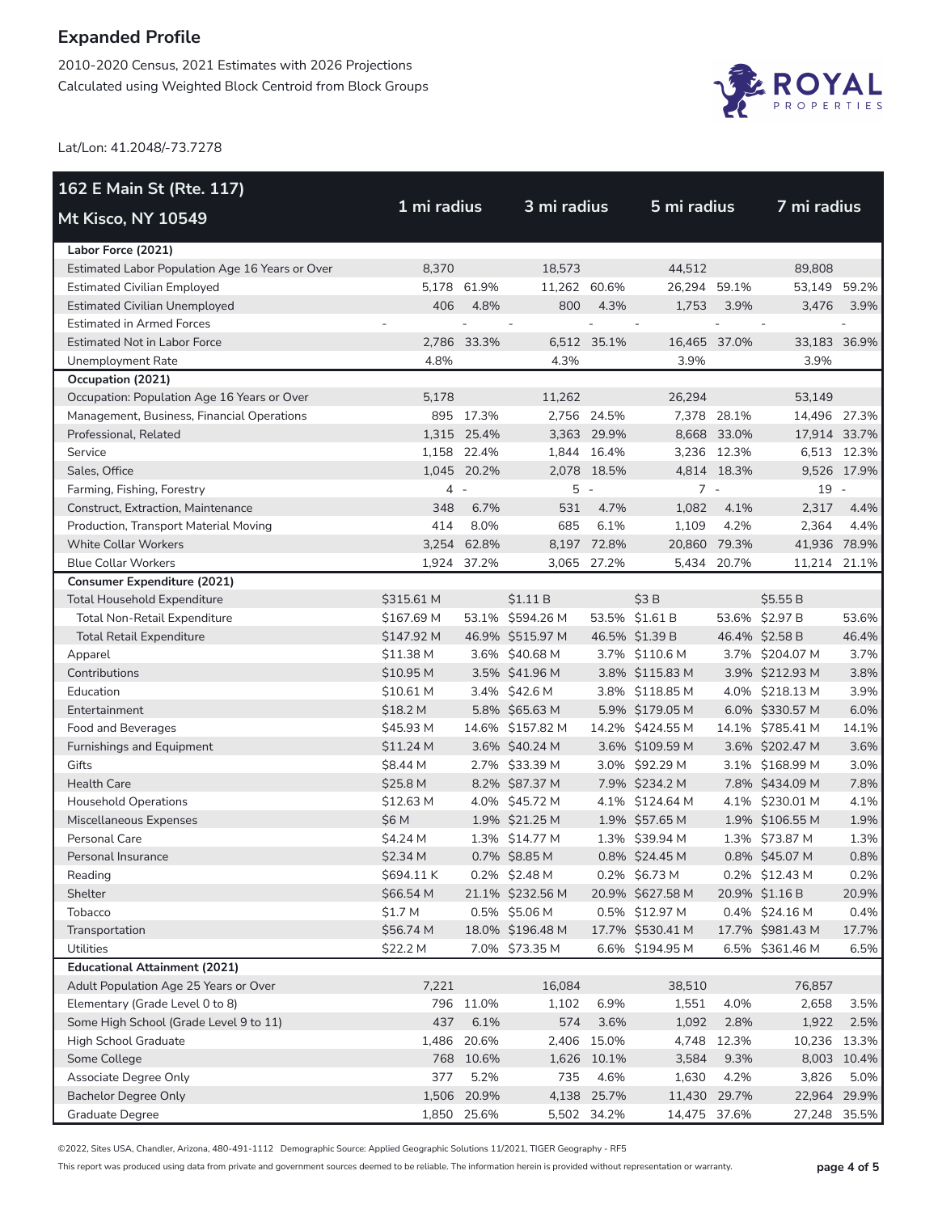# Expanded Profile

2010-2020 Census, 2021 Estimates with 2026 Projections
Calculated using Weighted Block Centroid from Block Groups

Lat/Lon: 41.2048/-73.7278

| 162 E Main St (Rte. 117) Mt Kisco, NY 10549 | 1 mi radius | | 3 mi radius | | 5 mi radius | | 7 mi radius | |
|---|---|---|---|---|---|---|---|---|
| **Labor Force (2021)** | | | | | | | | |
| Estimated Labor Population Age 16 Years or Over | 8,370 | | 18,573 | | 44,512 | | 89,808 | |
| Estimated Civilian Employed | 5,178 | 61.9% | 11,262 | 60.6% | 26,294 | 59.1% | 53,149 | 59.2% |
| Estimated Civilian Unemployed | 406 | 4.8% | 800 | 4.3% | 1,753 | 3.9% | 3,476 | 3.9% |
| Estimated in Armed Forces | - | - | - | - | - | - | - | - |
| Estimated Not in Labor Force | 2,786 | 33.3% | 6,512 | 35.1% | 16,465 | 37.0% | 33,183 | 36.9% |
| Unemployment Rate | 4.8% | | 4.3% | | 3.9% | | 3.9% | |
| **Occupation (2021)** | | | | | | | | |
| Occupation: Population Age 16 Years or Over | 5,178 | | 11,262 | | 26,294 | | 53,149 | |
| Management, Business, Financial Operations | 895 | 17.3% | 2,756 | 24.5% | 7,378 | 28.1% | 14,496 | 27.3% |
| Professional, Related | 1,315 | 25.4% | 3,363 | 29.9% | 8,668 | 33.0% | 17,914 | 33.7% |
| Service | 1,158 | 22.4% | 1,844 | 16.4% | 3,236 | 12.3% | 6,513 | 12.3% |
| Sales, Office | 1,045 | 20.2% | 2,078 | 18.5% | 4,814 | 18.3% | 9,526 | 17.9% |
| Farming, Fishing, Forestry | 4 | - | 5 | - | 7 | - | 19 | - |
| Construct, Extraction, Maintenance | 348 | 6.7% | 531 | 4.7% | 1,082 | 4.1% | 2,317 | 4.4% |
| Production, Transport Material Moving | 414 | 8.0% | 685 | 6.1% | 1,109 | 4.2% | 2,364 | 4.4% |
| White Collar Workers | 3,254 | 62.8% | 8,197 | 72.8% | 20,860 | 79.3% | 41,936 | 78.9% |
| Blue Collar Workers | 1,924 | 37.2% | 3,065 | 27.2% | 5,434 | 20.7% | 11,214 | 21.1% |
| **Consumer Expenditure (2021)** | | | | | | | | |
| Total Household Expenditure | $315.61 M | | $1.11 B | | $3 B | | $5.55 B | |
| Total Non-Retail Expenditure | $167.69 M | 53.1% | $594.26 M | 53.5% | $1.61 B | 53.6% | $2.97 B | 53.6% |
| Total Retail Expenditure | $147.92 M | 46.9% | $515.97 M | 46.5% | $1.39 B | 46.4% | $2.58 B | 46.4% |
| Apparel | $11.38 M | 3.6% | $40.68 M | 3.7% | $110.6 M | 3.7% | $204.07 M | 3.7% |
| Contributions | $10.95 M | 3.5% | $41.96 M | 3.8% | $115.83 M | 3.9% | $212.93 M | 3.8% |
| Education | $10.61 M | 3.4% | $42.6 M | 3.8% | $118.85 M | 4.0% | $218.13 M | 3.9% |
| Entertainment | $18.2 M | 5.8% | $65.63 M | 5.9% | $179.05 M | 6.0% | $330.57 M | 6.0% |
| Food and Beverages | $45.93 M | 14.6% | $157.82 M | 14.2% | $424.55 M | 14.1% | $785.41 M | 14.1% |
| Furnishings and Equipment | $11.24 M | 3.6% | $40.24 M | 3.6% | $109.59 M | 3.6% | $202.47 M | 3.6% |
| Gifts | $8.44 M | 2.7% | $33.39 M | 3.0% | $92.29 M | 3.1% | $168.99 M | 3.0% |
| Health Care | $25.8 M | 8.2% | $87.37 M | 7.9% | $234.2 M | 7.8% | $434.09 M | 7.8% |
| Household Operations | $12.63 M | 4.0% | $45.72 M | 4.1% | $124.64 M | 4.1% | $230.01 M | 4.1% |
| Miscellaneous Expenses | $6 M | 1.9% | $21.25 M | 1.9% | $57.65 M | 1.9% | $106.55 M | 1.9% |
| Personal Care | $4.24 M | 1.3% | $14.77 M | 1.3% | $39.94 M | 1.3% | $73.87 M | 1.3% |
| Personal Insurance | $2.34 M | 0.7% | $8.85 M | 0.8% | $24.45 M | 0.8% | $45.07 M | 0.8% |
| Reading | $694.11 K | 0.2% | $2.48 M | 0.2% | $6.73 M | 0.2% | $12.43 M | 0.2% |
| Shelter | $66.54 M | 21.1% | $232.56 M | 20.9% | $627.58 M | 20.9% | $1.16 B | 20.9% |
| Tobacco | $1.7 M | 0.5% | $5.06 M | 0.5% | $12.97 M | 0.4% | $24.16 M | 0.4% |
| Transportation | $56.74 M | 18.0% | $196.48 M | 17.7% | $530.41 M | 17.7% | $981.43 M | 17.7% |
| Utilities | $22.2 M | 7.0% | $73.35 M | 6.6% | $194.95 M | 6.5% | $361.46 M | 6.5% |
| **Educational Attainment (2021)** | | | | | | | | |
| Adult Population Age 25 Years or Over | 7,221 | | 16,084 | | 38,510 | | 76,857 | |
| Elementary (Grade Level 0 to 8) | 796 | 11.0% | 1,102 | 6.9% | 1,551 | 4.0% | 2,658 | 3.5% |
| Some High School (Grade Level 9 to 11) | 437 | 6.1% | 574 | 3.6% | 1,092 | 2.8% | 1,922 | 2.5% |
| High School Graduate | 1,486 | 20.6% | 2,406 | 15.0% | 4,748 | 12.3% | 10,236 | 13.3% |
| Some College | 768 | 10.6% | 1,626 | 10.1% | 3,584 | 9.3% | 8,003 | 10.4% |
| Associate Degree Only | 377 | 5.2% | 735 | 4.6% | 1,630 | 4.2% | 3,826 | 5.0% |
| Bachelor Degree Only | 1,506 | 20.9% | 4,138 | 25.7% | 11,430 | 29.7% | 22,964 | 29.9% |
| Graduate Degree | 1,850 | 25.6% | 5,502 | 34.2% | 14,475 | 37.6% | 27,248 | 35.5% |

©2022, Sites USA, Chandler, Arizona, 480-491-1112 Demographic Source: Applied Geographic Solutions 11/2021, TIGER Geography - RF5

This report was produced using data from private and government sources deemed to be reliable. The information herein is provided without representation or warranty.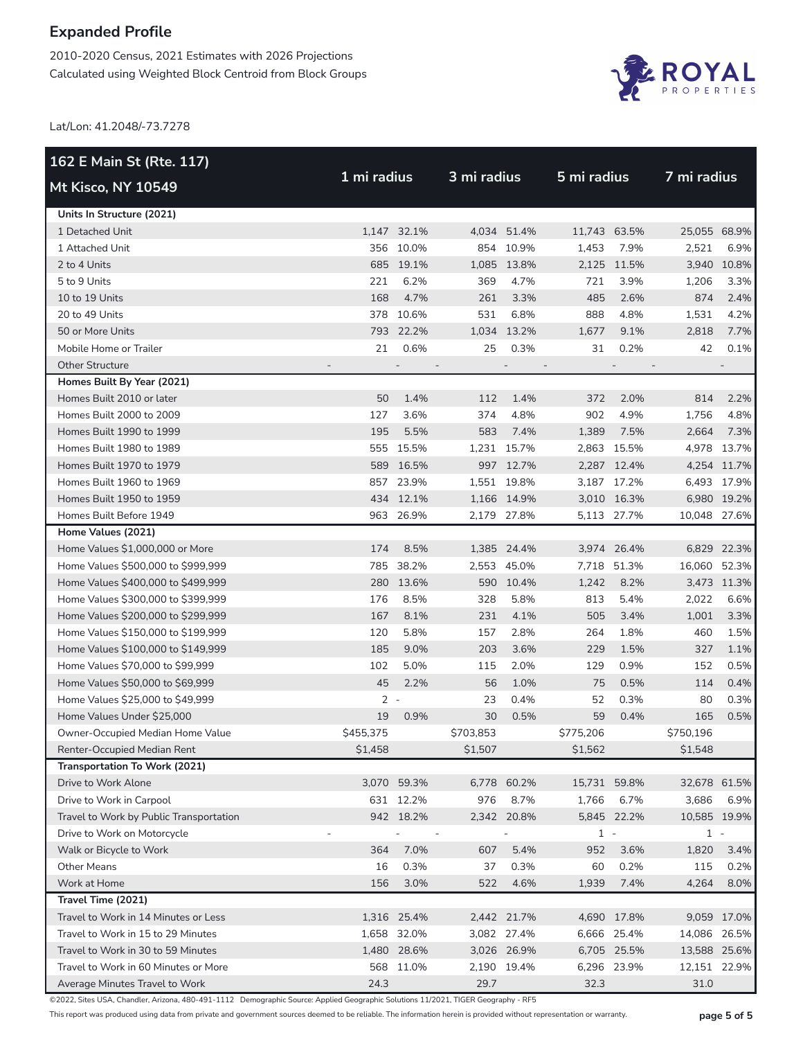# Expanded Profile

2010-2020 Census, 2021 Estimates with 2026 Projections
Calculated using Weighted Block Centroid from Block Groups

Lat/Lon: 41.2048/-73.7278

| 162 E Main St (Rte. 117) Mt Kisco, NY 10549 | 1 mi radius | | 3 mi radius | | 5 mi radius | | 7 mi radius | |
|---|---|---|---|---|---|---|---|---|
| **Units In Structure (2021)** | | | | | | | | |
| 1 Detached Unit | 1,147 | 32.1% | 4,034 | 51.4% | 11,743 | 63.5% | 25,055 | 68.9% |
| 1 Attached Unit | 356 | 10.0% | 854 | 10.9% | 1,453 | 7.9% | 2,521 | 6.9% |
| 2 to 4 Units | 685 | 19.1% | 1,085 | 13.8% | 2,125 | 11.5% | 3,940 | 10.8% |
| 5 to 9 Units | 221 | 6.2% | 369 | 4.7% | 721 | 3.9% | 1,206 | 3.3% |
| 10 to 19 Units | 168 | 4.7% | 261 | 3.3% | 485 | 2.6% | 874 | 2.4% |
| 20 to 49 Units | 378 | 10.6% | 531 | 6.8% | 888 | 4.8% | 1,531 | 4.2% |
| 50 or More Units | 793 | 22.2% | 1,034 | 13.2% | 1,677 | 9.1% | 2,818 | 7.7% |
| Mobile Home or Trailer | 21 | 0.6% | 25 | 0.3% | 31 | 0.2% | 42 | 0.1% |
| Other Structure | - | - | - | - | - | - | - | - |
| **Homes Built By Year (2021)** | | | | | | | | |
| Homes Built 2010 or later | 50 | 1.4% | 112 | 1.4% | 372 | 2.0% | 814 | 2.2% |
| Homes Built 2000 to 2009 | 127 | 3.6% | 374 | 4.8% | 902 | 4.9% | 1,756 | 4.8% |
| Homes Built 1990 to 1999 | 195 | 5.5% | 583 | 7.4% | 1,389 | 7.5% | 2,664 | 7.3% |
| Homes Built 1980 to 1989 | 555 | 15.5% | 1,231 | 15.7% | 2,863 | 15.5% | 4,978 | 13.7% |
| Homes Built 1970 to 1979 | 589 | 16.5% | 997 | 12.7% | 2,287 | 12.4% | 4,254 | 11.7% |
| Homes Built 1960 to 1969 | 857 | 23.9% | 1,551 | 19.8% | 3,187 | 17.2% | 6,493 | 17.9% |
| Homes Built 1950 to 1959 | 434 | 12.1% | 1,166 | 14.9% | 3,010 | 16.3% | 6,980 | 19.2% |
| Homes Built Before 1949 | 963 | 26.9% | 2,179 | 27.8% | 5,113 | 27.7% | 10,048 | 27.6% |
| **Home Values (2021)** | | | | | | | | |
| Home Values $1,000,000 or More | 174 | 8.5% | 1,385 | 24.4% | 3,974 | 26.4% | 6,829 | 22.3% |
| Home Values $500,000 to $999,999 | 785 | 38.2% | 2,553 | 45.0% | 7,718 | 51.3% | 16,060 | 52.3% |
| Home Values $400,000 to $499,999 | 280 | 13.6% | 590 | 10.4% | 1,242 | 8.2% | 3,473 | 11.3% |
| Home Values $300,000 to $399,999 | 176 | 8.5% | 328 | 5.8% | 813 | 5.4% | 2,022 | 6.6% |
| Home Values $200,000 to $299,999 | 167 | 8.1% | 231 | 4.1% | 505 | 3.4% | 1,001 | 3.3% |
| Home Values $150,000 to $199,999 | 120 | 5.8% | 157 | 2.8% | 264 | 1.8% | 460 | 1.5% |
| Home Values $100,000 to $149,999 | 185 | 9.0% | 203 | 3.6% | 229 | 1.5% | 327 | 1.1% |
| Home Values $70,000 to $99,999 | 102 | 5.0% | 115 | 2.0% | 129 | 0.9% | 152 | 0.5% |
| Home Values $50,000 to $69,999 | 45 | 2.2% | 56 | 1.0% | 75 | 0.5% | 114 | 0.4% |
| Home Values $25,000 to $49,999 | 2 | - | 23 | 0.4% | 52 | 0.3% | 80 | 0.3% |
| Home Values Under $25,000 | 19 | 0.9% | 30 | 0.5% | 59 | 0.4% | 165 | 0.5% |
| Owner-Occupied Median Home Value | $455,375 | | $703,853 | | $775,206 | | $750,196 | |
| Renter-Occupied Median Rent | $1,458 | | $1,507 | | $1,562 | | $1,548 | |
| **Transportation To Work (2021)** | | | | | | | | |
| Drive to Work Alone | 3,070 | 59.3% | 6,778 | 60.2% | 15,731 | 59.8% | 32,678 | 61.5% |
| Drive to Work in Carpool | 631 | 12.2% | 976 | 8.7% | 1,766 | 6.7% | 3,686 | 6.9% |
| Travel to Work by Public Transportation | 942 | 18.2% | 2,342 | 20.8% | 5,845 | 22.2% | 10,585 | 19.9% |
| Drive to Work on Motorcycle | - | - | - | - | 1 | - | 1 | - |
| Walk or Bicycle to Work | 364 | 7.0% | 607 | 5.4% | 952 | 3.6% | 1,820 | 3.4% |
| Other Means | 16 | 0.3% | 37 | 0.3% | 60 | 0.2% | 115 | 0.2% |
| Work at Home | 156 | 3.0% | 522 | 4.6% | 1,939 | 7.4% | 4,264 | 8.0% |
| **Travel Time (2021)** | | | | | | | | |
| Travel to Work in 14 Minutes or Less | 1,316 | 25.4% | 2,442 | 21.7% | 4,690 | 17.8% | 9,059 | 17.0% |
| Travel to Work in 15 to 29 Minutes | 1,658 | 32.0% | 3,082 | 27.4% | 6,666 | 25.4% | 14,086 | 26.5% |
| Travel to Work in 30 to 59 Minutes | 1,480 | 28.6% | 3,026 | 26.9% | 6,705 | 25.5% | 13,588 | 25.6% |
| Travel to Work in 60 Minutes or More | 568 | 11.0% | 2,190 | 19.4% | 6,296 | 23.9% | 12,151 | 22.9% |
| Average Minutes Travel to Work | 24.3 | | 29.7 | | 32.3 | | 31.0 | |

©2022, Sites USA, Chandler, Arizona, 480-491-1112 Demographic Source: Applied Geographic Solutions 11/2021, TIGER Geography - RF5

This report was produced using data from private and government sources deemed to be reliable. The information herein is provided without representation or warranty.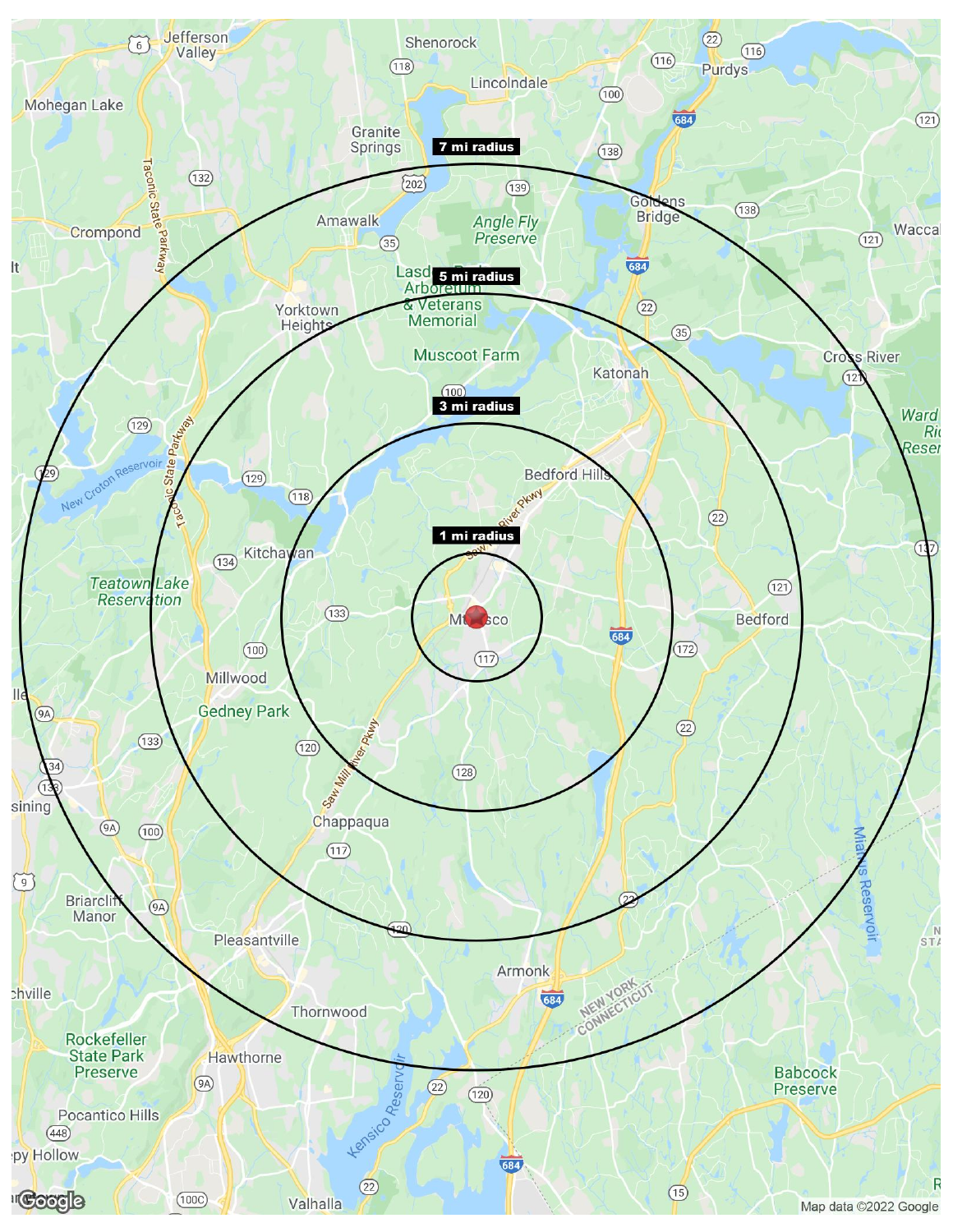7 mi radius

5 mi radius

3 mi radius

1 mi radius

Map data ©2022 Google